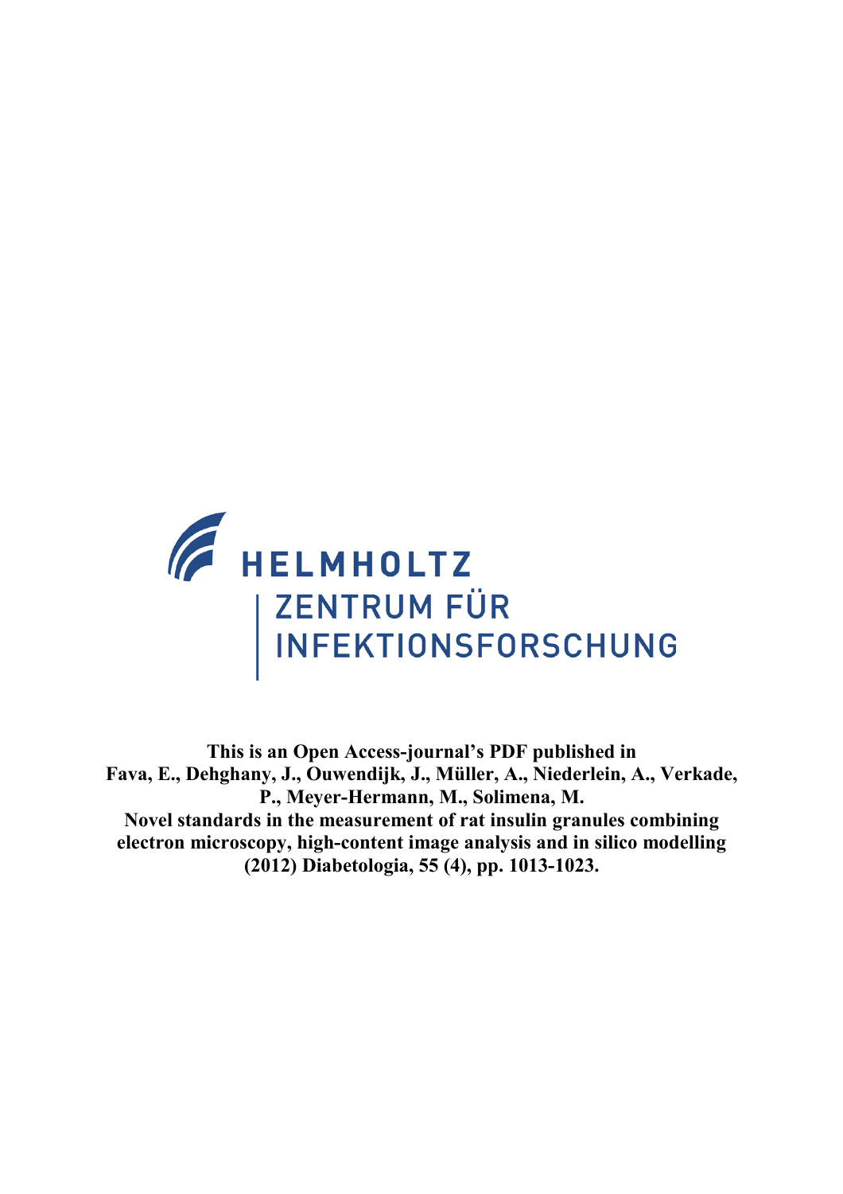HELMHOLTZ

ZENTRUM FÜR INFEKTIONSFORSCHUNG

**This is an Open Access-journal's PDF published in**
**Fava, E., Dehghany, J., Ouwendijk, J., Müller, A., Niederlein, A., Verkade, P., Meyer-Hermann, M., Solimena, M.**
**Novel standards in the measurement of rat insulin granules combining electron microscopy, high-content image analysis and in silico modelling**
**(2012) Diabetologia, 55 (4), pp. 1013-1023.**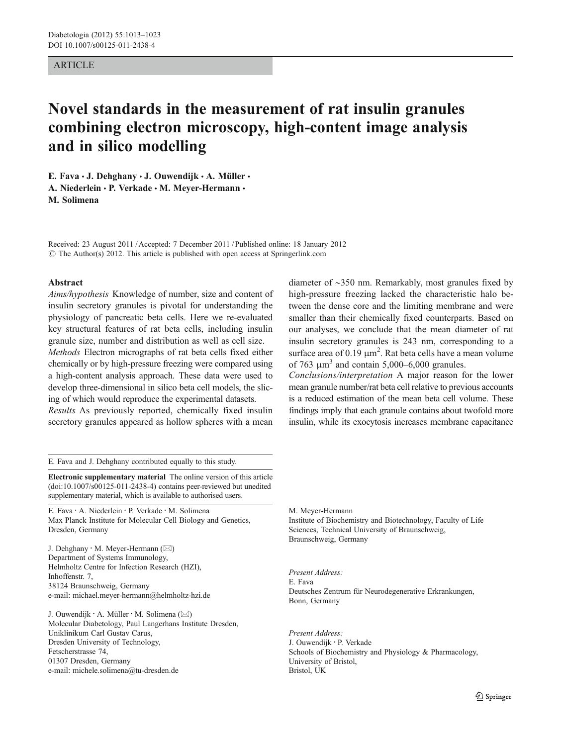ARTICLE

# Novel standards in the measurement of rat insulin granules combining electron microscopy, high-content image analysis and in silico modelling

**E. Fava · J. Dehghany · J. Ouwendijk · A. Müller · A. Niederlein · P. Verkade · M. Meyer-Hermann · M. Solimena**

Received: 23 August 2011 / Accepted: 7 December 2011 / Published online: 18 January 2012
© The Author(s) 2012. This article is published with open access at Springerlink.com

## Abstract

*Aims/hypothesis* Knowledge of number, size and content of insulin secretory granules is pivotal for understanding the physiology of pancreatic beta cells. Here we re-evaluated key structural features of rat beta cells, including insulin granule size, number and distribution as well as cell size.

*Methods* Electron micrographs of rat beta cells fixed either chemically or by high-pressure freezing were compared using a high-content analysis approach. These data were used to develop three-dimensional in silico beta cell models, the slicing of which would reproduce the experimental datasets.

*Results* As previously reported, chemically fixed insulin secretory granules appeared as hollow spheres with a mean diameter of ~350 nm. Remarkably, most granules fixed by high-pressure freezing lacked the characteristic halo between the dense core and the limiting membrane and were smaller than their chemically fixed counterparts. Based on our analyses, we conclude that the mean diameter of rat insulin secretory granules is 243 nm, corresponding to a surface area of 0.19 μm$^2$. Rat beta cells have a mean volume of 763 μm$^3$ and contain 5,000–6,000 granules.

*Conclusions/interpretation* A major reason for the lower mean granule number/rat beta cell relative to previous accounts is a reduced estimation of the mean beta cell volume. These findings imply that each granule contains about twofold more insulin, while its exocytosis increases membrane capacitance

E. Fava and J. Dehghany contributed equally to this study.

**Electronic supplementary material** The online version of this article (doi:10.1007/s00125-011-2438-4) contains peer-reviewed but unedited supplementary material, which is available to authorised users.

E. Fava · A. Niederlein · P. Verkade · M. Solimena
Max Planck Institute for Molecular Cell Biology and Genetics, Dresden, Germany

J. Dehghany · M. Meyer-Hermann (✉)
Department of Systems Immunology, Helmholtz Centre for Infection Research (HZI), Inhoffenstr. 7, 38124 Braunschweig, Germany
e-mail: michael.meyer-hermann@helmholtz-hzi.de

J. Ouwendijk · A. Müller · M. Solimena (✉)
Molecular Diabetology, Paul Langerhans Institute Dresden, Uniklinikum Carl Gustav Carus, Dresden University of Technology, Fetscherstrasse 74, 01307 Dresden, Germany
e-mail: michele.solimena@tu-dresden.de

M. Meyer-Hermann
Institute of Biochemistry and Biotechnology, Faculty of Life Sciences, Technical University of Braunschweig, Braunschweig, Germany

*Present Address:*
E. Fava
Deutsches Zentrum für Neurodegenerative Erkrankungen, Bonn, Germany

*Present Address:*
J. Ouwendijk · P. Verkade
Schools of Biochemistry and Physiology & Pharmacology, University of Bristol, Bristol, UK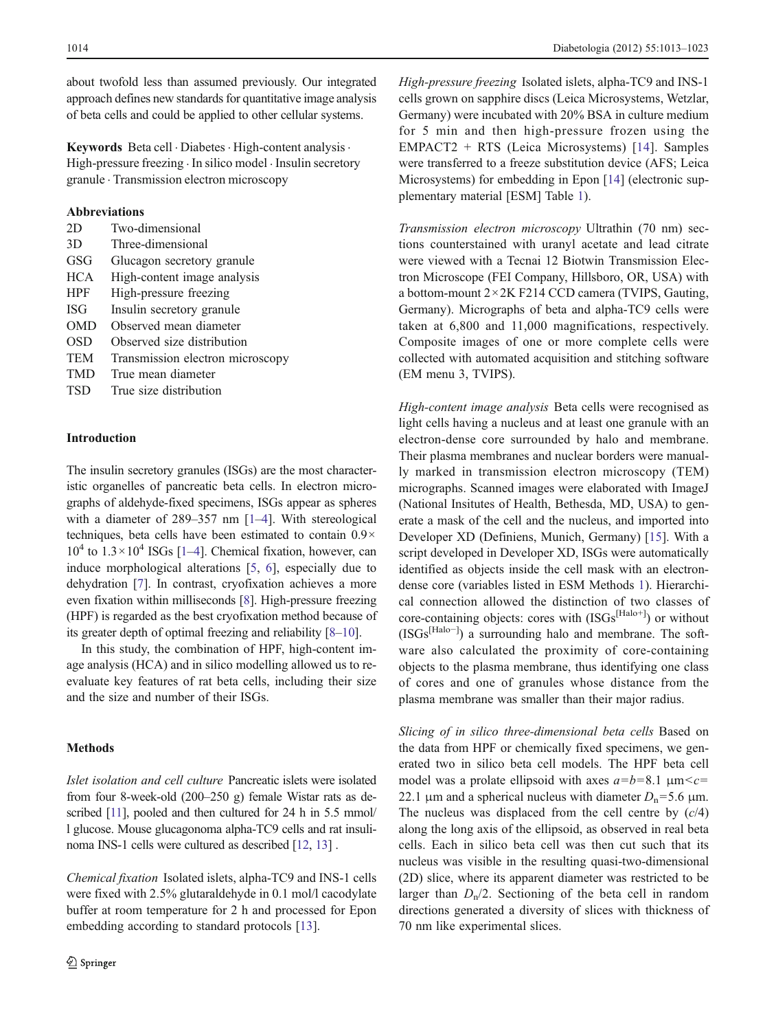about twofold less than assumed previously. Our integrated approach defines new standards for quantitative image analysis of beta cells and could be applied to other cellular systems.

**Keywords** Beta cell · Diabetes · High-content analysis · High-pressure freezing · In silico model · Insulin secretory granule · Transmission electron microscopy

**Abbreviations**

| | |
|---|---|
| 2D | Two-dimensional |
| 3D | Three-dimensional |
| GSG | Glucagon secretory granule |
| HCA | High-content image analysis |
| HPF | High-pressure freezing |
| ISG | Insulin secretory granule |
| OMD | Observed mean diameter |
| OSD | Observed size distribution |
| TEM | Transmission electron microscopy |
| TMD | True mean diameter |
| TSD | True size distribution |

## Introduction

The insulin secretory granules (ISGs) are the most characteristic organelles of pancreatic beta cells. In electron micrographs of aldehyde-fixed specimens, ISGs appear as spheres with a diameter of 289–357 nm [1–4]. With stereological techniques, beta cells have been estimated to contain $0.9 \times 10^4$ to $1.3 \times 10^4$ ISGs [1–4]. Chemical fixation, however, can induce morphological alterations [5, 6], especially due to dehydration [7]. In contrast, cryofixation achieves a more even fixation within milliseconds [8]. High-pressure freezing (HPF) is regarded as the best cryofixation method because of its greater depth of optimal freezing and reliability [8–10].

In this study, the combination of HPF, high-content image analysis (HCA) and in silico modelling allowed us to re-evaluate key features of rat beta cells, including their size and the size and number of their ISGs.

## Methods

*Islet isolation and cell culture* Pancreatic islets were isolated from four 8-week-old (200–250 g) female Wistar rats as described [11], pooled and then cultured for 24 h in 5.5 mmol/l glucose. Mouse glucagonoma alpha-TC9 cells and rat insulinoma INS-1 cells were cultured as described [12, 13] .

*Chemical fixation* Isolated islets, alpha-TC9 and INS-1 cells were fixed with 2.5% glutaraldehyde in 0.1 mol/l cacodylate buffer at room temperature for 2 h and processed for Epon embedding according to standard protocols [13].

*High-pressure freezing* Isolated islets, alpha-TC9 and INS-1 cells grown on sapphire discs (Leica Microsystems, Wetzlar, Germany) were incubated with 20% BSA in culture medium for 5 min and then high-pressure frozen using the EMPACT2 + RTS (Leica Microsystems) [14]. Samples were transferred to a freeze substitution device (AFS; Leica Microsystems) for embedding in Epon [14] (electronic supplementary material [ESM] Table 1).

*Transmission electron microscopy* Ultrathin (70 nm) sections counterstained with uranyl acetate and lead citrate were viewed with a Tecnai 12 Biotwin Transmission Electron Microscope (FEI Company, Hillsboro, OR, USA) with a bottom-mount $2 \times 2$K F214 CCD camera (TVIPS, Gauting, Germany). Micrographs of beta and alpha-TC9 cells were taken at 6,800 and 11,000 magnifications, respectively. Composite images of one or more complete cells were collected with automated acquisition and stitching software (EM menu 3, TVIPS).

*High-content image analysis* Beta cells were recognised as light cells having a nucleus and at least one granule with an electron-dense core surrounded by halo and membrane. Their plasma membranes and nuclear borders were manually marked in transmission electron microscopy (TEM) micrographs. Scanned images were elaborated with ImageJ (National Insitutes of Health, Bethesda, MD, USA) to generate a mask of the cell and the nucleus, and imported into Developer XD (Definiens, Munich, Germany) [15]. With a script developed in Developer XD, ISGs were automatically identified as objects inside the cell mask with an electron-dense core (variables listed in ESM Methods 1). Hierarchical connection allowed the distinction of two classes of core-containing objects: cores with ($\mathrm{ISGs}^{[\mathrm{Halo+}]}$) or without ($\mathrm{ISGs}^{[\mathrm{Halo-}]}$) a surrounding halo and membrane. The software also calculated the proximity of core-containing objects to the plasma membrane, thus identifying one class of cores and one of granules whose distance from the plasma membrane was smaller than their major radius.

*Slicing of in silico three-dimensional beta cells* Based on the data from HPF or chemically fixed specimens, we generated two in silico beta cell models. The HPF beta cell model was a prolate ellipsoid with axes $a=b=8.1$ μm$<c=$ 22.1 μm and a spherical nucleus with diameter $D_n=5.6$ μm. The nucleus was displaced from the cell centre by $(c/4)$ along the long axis of the ellipsoid, as observed in real beta cells. Each in silico beta cell was then cut such that its nucleus was visible in the resulting quasi-two-dimensional (2D) slice, where its apparent diameter was restricted to be larger than $D_n/2$. Sectioning of the beta cell in random directions generated a diversity of slices with thickness of 70 nm like experimental slices.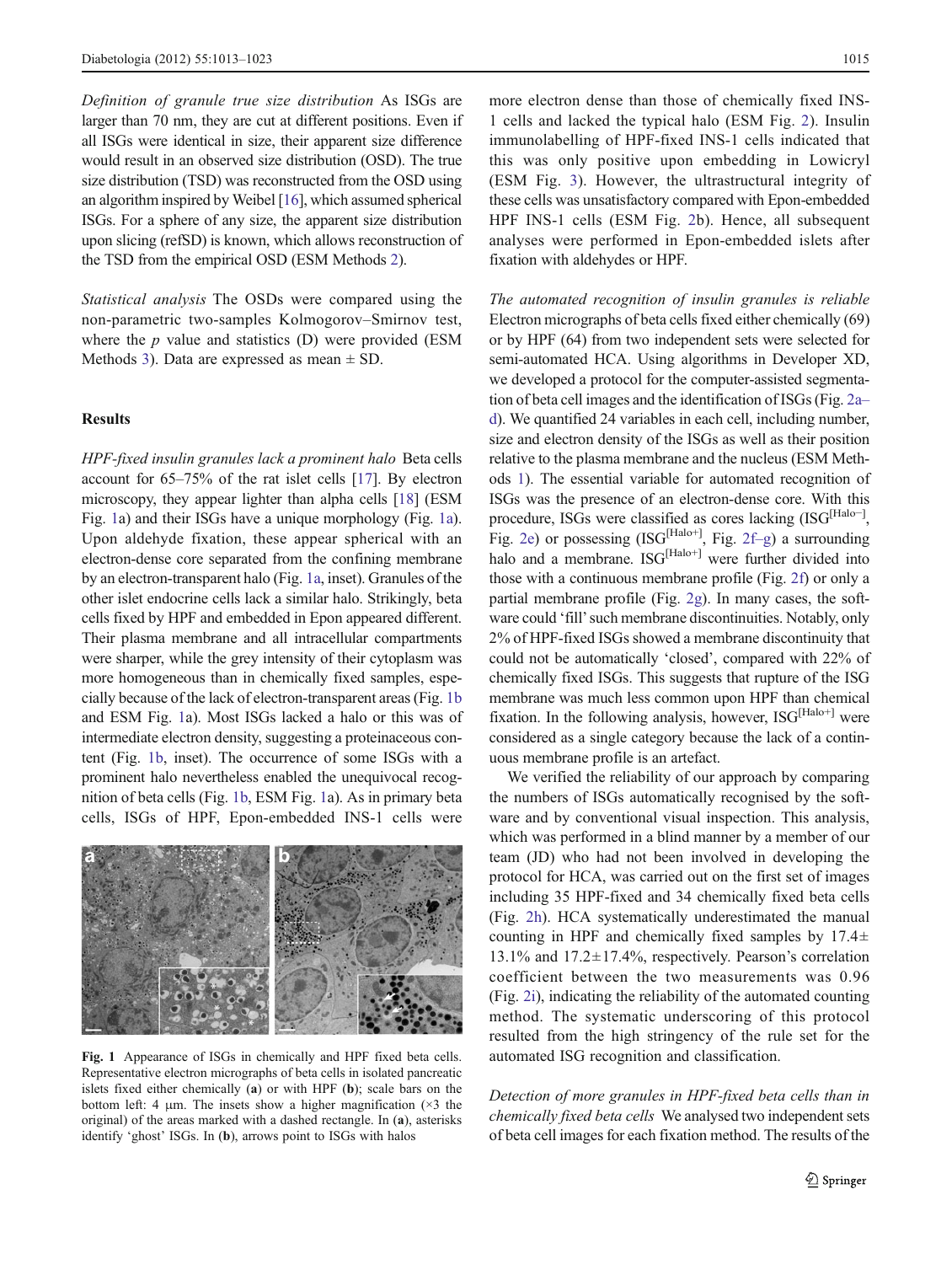*Definition of granule true size distribution* As ISGs are larger than 70 nm, they are cut at different positions. Even if all ISGs were identical in size, their apparent size difference would result in an observed size distribution (OSD). The true size distribution (TSD) was reconstructed from the OSD using an algorithm inspired by Weibel [16], which assumed spherical ISGs. For a sphere of any size, the apparent size distribution upon slicing (refSD) is known, which allows reconstruction of the TSD from the empirical OSD (ESM Methods 2).

*Statistical analysis* The OSDs were compared using the non-parametric two-samples Kolmogorov–Smirnov test, where the $p$ value and statistics (D) were provided (ESM Methods 3). Data are expressed as mean ± SD.

## Results

*HPF-fixed insulin granules lack a prominent halo* Beta cells account for 65–75% of the rat islet cells [17]. By electron microscopy, they appear lighter than alpha cells [18] (ESM Fig. 1a) and their ISGs have a unique morphology (Fig. 1a). Upon aldehyde fixation, these appear spherical with an electron-dense core separated from the confining membrane by an electron-transparent halo (Fig. 1a, inset). Granules of the other islet endocrine cells lack a similar halo. Strikingly, beta cells fixed by HPF and embedded in Epon appeared different. Their plasma membrane and all intracellular compartments were sharper, while the grey intensity of their cytoplasm was more homogeneous than in chemically fixed samples, especially because of the lack of electron-transparent areas (Fig. 1b and ESM Fig. 1a). Most ISGs lacked a halo or this was of intermediate electron density, suggesting a proteinaceous content (Fig. 1b, inset). The occurrence of some ISGs with a prominent halo nevertheless enabled the unequivocal recognition of beta cells (Fig. 1b, ESM Fig. 1a). As in primary beta cells, ISGs of HPF, Epon-embedded INS-1 cells were more electron dense than those of chemically fixed INS-1 cells and lacked the typical halo (ESM Fig. 2). Insulin immunolabelling of HPF-fixed INS-1 cells indicated that this was only positive upon embedding in Lowicryl (ESM Fig. 3). However, the ultrastructural integrity of these cells was unsatisfactory compared with Epon-embedded HPF INS-1 cells (ESM Fig. 2b). Hence, all subsequent analyses were performed in Epon-embedded islets after fixation with aldehydes or HPF.

**Fig. 1** Appearance of ISGs in chemically and HPF fixed beta cells. Representative electron micrographs of beta cells in isolated pancreatic islets fixed either chemically (**a**) or with HPF (**b**); scale bars on the bottom left: 4 μm. The insets show a higher magnification (×3 the original) of the areas marked with a dashed rectangle. In (**a**), asterisks identify 'ghost' ISGs. In (**b**), arrows point to ISGs with halos

*The automated recognition of insulin granules is reliable* Electron micrographs of beta cells fixed either chemically (69) or by HPF (64) from two independent sets were selected for semi-automated HCA. Using algorithms in Developer XD, we developed a protocol for the computer-assisted segmentation of beta cell images and the identification of ISGs (Fig. 2a–d). We quantified 24 variables in each cell, including number, size and electron density of the ISGs as well as their position relative to the plasma membrane and the nucleus (ESM Methods 1). The essential variable for automated recognition of ISGs was the presence of an electron-dense core. With this procedure, ISGs were classified as cores lacking (ISG$^{[Halo-]}$, Fig. 2e) or possessing (ISG$^{[Halo+]}$, Fig. 2f–g) a surrounding halo and a membrane. ISG$^{[Halo+]}$ were further divided into those with a continuous membrane profile (Fig. 2f) or only a partial membrane profile (Fig. 2g). In many cases, the software could 'fill' such membrane discontinuities. Notably, only 2% of HPF-fixed ISGs showed a membrane discontinuity that could not be automatically 'closed', compared with 22% of chemically fixed ISGs. This suggests that rupture of the ISG membrane was much less common upon HPF than chemical fixation. In the following analysis, however, ISG$^{[Halo+]}$ were considered as a single category because the lack of a continuous membrane profile is an artefact.

We verified the reliability of our approach by comparing the numbers of ISGs automatically recognised by the software and by conventional visual inspection. This analysis, which was performed in a blind manner by a member of our team (JD) who had not been involved in developing the protocol for HCA, was carried out on the first set of images including 35 HPF-fixed and 34 chemically fixed beta cells (Fig. 2h). HCA systematically underestimated the manual counting in HPF and chemically fixed samples by 17.4± 13.1% and 17.2±17.4%, respectively. Pearson's correlation coefficient between the two measurements was 0.96 (Fig. 2i), indicating the reliability of the automated counting method. The systematic underscoring of this protocol resulted from the high stringency of the rule set for the automated ISG recognition and classification.

*Detection of more granules in HPF-fixed beta cells than in chemically fixed beta cells* We analysed two independent sets of beta cell images for each fixation method. The results of the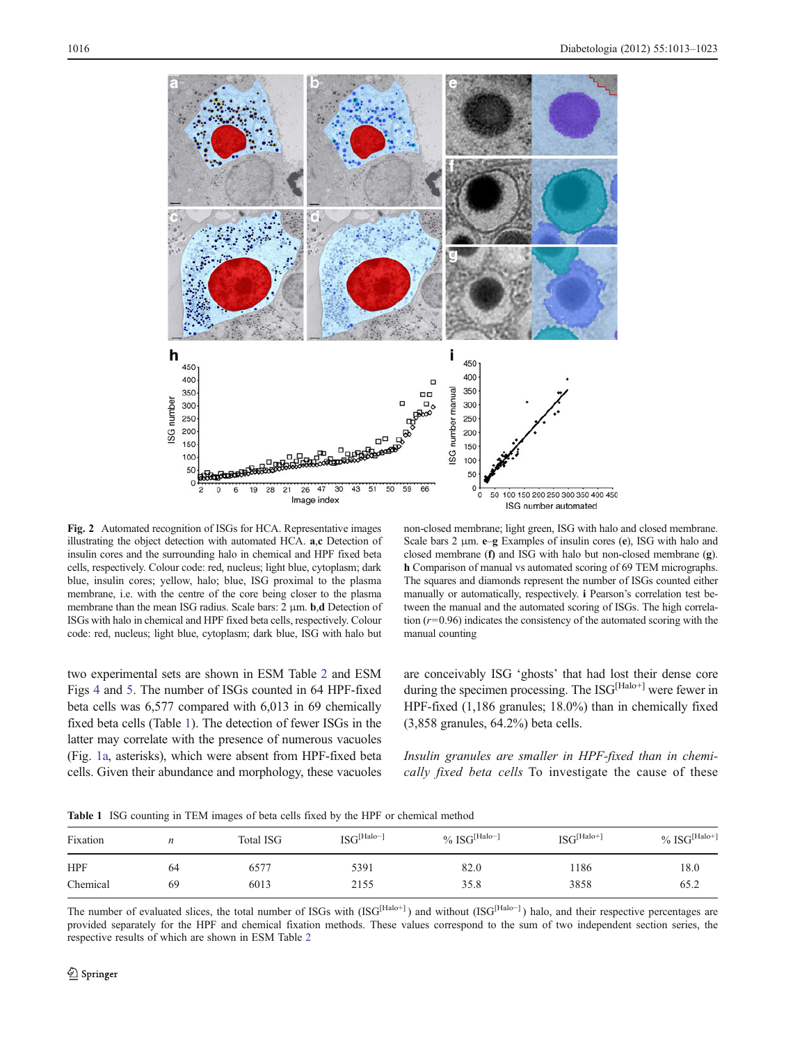**Fig. 2** Automated recognition of ISGs for HCA. Representative images illustrating the object detection with automated HCA. **a**,**c** Detection of insulin cores and the surrounding halo in chemical and HPF fixed beta cells, respectively. Colour code: red, nucleus; light blue, cytoplasm; dark blue, insulin cores; yellow, halo; blue, ISG proximal to the plasma membrane, i.e. with the centre of the core being closer to the plasma membrane than the mean ISG radius. Scale bars: 2 μm. **b**,**d** Detection of ISGs with halo in chemical and HPF fixed beta cells, respectively. Colour code: red, nucleus; light blue, cytoplasm; dark blue, ISG with halo but non-closed membrane; light green, ISG with halo and closed membrane. Scale bars 2 μm. **e**–**g** Examples of insulin cores (**e**), ISG with halo and closed membrane (**f**) and ISG with halo but non-closed membrane (**g**). **h** Comparison of manual vs automated scoring of 69 TEM micrographs. The squares and diamonds represent the number of ISGs counted either manually or automatically, respectively. **i** Pearson's correlation test between the manual and the automated scoring of ISGs. The high correlation ($r$=0.96) indicates the consistency of the automated scoring with the manual counting

two experimental sets are shown in ESM Table 2 and ESM Figs 4 and 5. The number of ISGs counted in 64 HPF-fixed beta cells was 6,577 compared with 6,013 in 69 chemically fixed beta cells (Table 1). The detection of fewer ISGs in the latter may correlate with the presence of numerous vacuoles (Fig. 1a, asterisks), which were absent from HPF-fixed beta cells. Given their abundance and morphology, these vacuoles are conceivably ISG 'ghosts' that had lost their dense core during the specimen processing. The ISG[Halo+] were fewer in HPF-fixed (1,186 granules; 18.0%) than in chemically fixed (3,858 granules, 64.2%) beta cells.

*Insulin granules are smaller in HPF-fixed than in chemically fixed beta cells* To investigate the cause of these

**Table 1** ISG counting in TEM images of beta cells fixed by the HPF or chemical method

| Fixation | $n$ | Total ISG | ISG[Halo−] | % ISG[Halo−] | ISG[Halo+] | % ISG[Halo+] |
|---|---|---|---|---|---|---|
| HPF | 64 | 6577 | 5391 | 82.0 | 1186 | 18.0 |
| Chemical | 69 | 6013 | 2155 | 35.8 | 3858 | 65.2 |

The number of evaluated slices, the total number of ISGs with (ISG[Halo+]) and without (ISG[Halo−]) halo, and their respective percentages are provided separately for the HPF and chemical fixation methods. These values correspond to the sum of two independent section series, the respective results of which are shown in ESM Table 2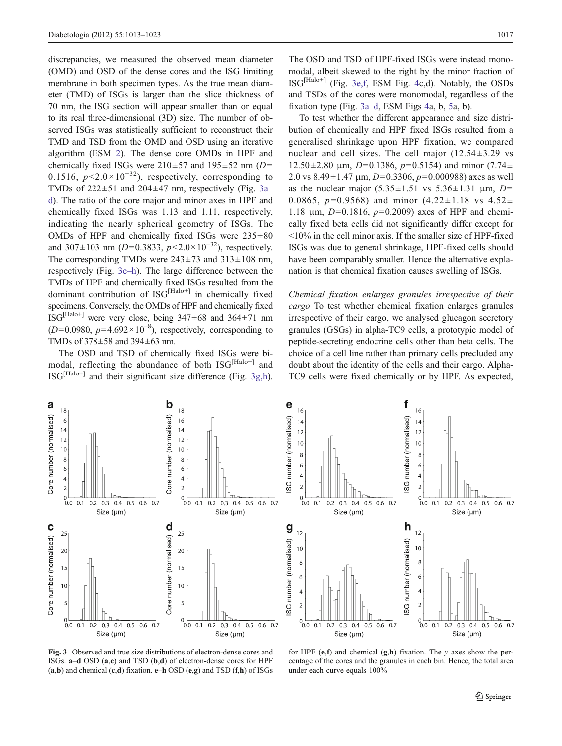discrepancies, we measured the observed mean diameter (OMD) and OSD of the dense cores and the ISG limiting membrane in both specimen types. As the true mean diameter (TMD) of ISGs is larger than the slice thickness of 70 nm, the ISG section will appear smaller than or equal to its real three-dimensional (3D) size. The number of observed ISGs was statistically sufficient to reconstruct their TMD and TSD from the OMD and OSD using an iterative algorithm (ESM 2). The dense core OMDs in HPF and chemically fixed ISGs were 210±57 and 195±52 nm ($D$=0.1516, $p<2.0\times10^{-32}$), respectively, corresponding to TMDs of 222±51 and 204±47 nm, respectively (Fig. 3a–d). The ratio of the core major and minor axes in HPF and chemically fixed ISGs was 1.13 and 1.11, respectively, indicating the nearly spherical geometry of ISGs. The OMDs of HPF and chemically fixed ISGs were 235±80 and 307±103 nm ($D$=0.3833, $p<2.0\times10^{-32}$), respectively. The corresponding TMDs were 243±73 and 313±108 nm, respectively (Fig. 3e–h). The large difference between the TMDs of HPF and chemically fixed ISGs resulted from the dominant contribution of ISG$^{[Halo+]}$ in chemically fixed specimens. Conversely, the OMDs of HPF and chemically fixed ISG$^{[Halo+]}$ were very close, being 347±68 and 364±71 nm ($D$=0.0980, $p=4.692\times10^{-8}$), respectively, corresponding to TMDs of 378±58 and 394±63 nm.

The OSD and TSD of chemically fixed ISGs were bimodal, reflecting the abundance of both ISG$^{[Halo-]}$ and ISG$^{[Halo+]}$ and their significant size difference (Fig. 3g,h). The OSD and TSD of HPF-fixed ISGs were instead monomodal, albeit skewed to the right by the minor fraction of ISG$^{[Halo+]}$ (Fig. 3e,f, ESM Fig. 4c,d). Notably, the OSDs and TSDs of the cores were monomodal, regardless of the fixation type (Fig. 3a–d, ESM Figs 4a, b, 5a, b).

To test whether the different appearance and size distribution of chemically and HPF fixed ISGs resulted from a generalised shrinkage upon HPF fixation, we compared nuclear and cell sizes. The cell major (12.54±3.29 vs 12.50±2.80 μm, $D$=0.1386, $p$=0.5154) and minor (7.74±2.0 vs 8.49±1.47 μm, $D$=0.3306, $p$=0.000988) axes as well as the nuclear major (5.35±1.51 vs 5.36±1.31 μm, $D$=0.0865, $p$=0.9568) and minor (4.22±1.18 vs 4.52±1.18 μm, $D$=0.1816, $p$=0.2009) axes of HPF and chemically fixed beta cells did not significantly differ except for <10% in the cell minor axis. If the smaller size of HPF-fixed ISGs was due to general shrinkage, HPF-fixed cells should have been comparably smaller. Hence the alternative explanation is that chemical fixation causes swelling of ISGs.

*Chemical fixation enlarges granules irrespective of their cargo* To test whether chemical fixation enlarges granules irrespective of their cargo, we analysed glucagon secretory granules (GSGs) in alpha-TC9 cells, a prototypic model of peptide-secreting endocrine cells other than beta cells. The choice of a cell line rather than primary cells precluded any doubt about the identity of the cells and their cargo. Alpha-TC9 cells were fixed chemically or by HPF. As expected,

**Fig. 3** Observed and true size distributions of electron-dense cores and ISGs. **a**–**d** OSD (**a**,**c**) and TSD (**b**,**d**) of electron-dense cores for HPF (**a**,**b**) and chemical (**c**,**d**) fixation. **e**–**h** OSD (**e**,**g**) and TSD (**f**,**h**) of ISGs for HPF (**e**,**f**) and chemical (**g**,**h**) fixation. The *y* axes show the percentage of the cores and the granules in each bin. Hence, the total area under each curve equals 100%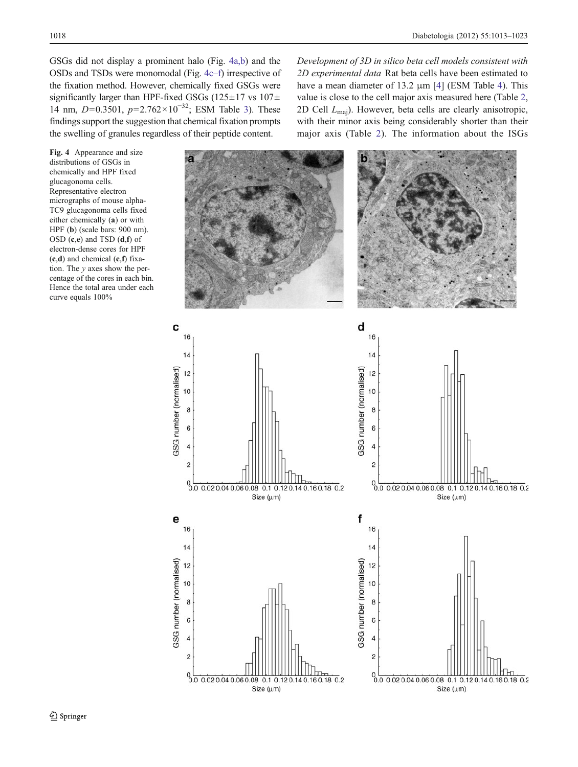GSGs did not display a prominent halo (Fig. 4a,b) and the OSDs and TSDs were monomodal (Fig. 4c–f) irrespective of the fixation method. However, chemically fixed GSGs were significantly larger than HPF-fixed GSGs (125±17 vs 107±14 nm, $D$=0.3501, $p$=2.762×10$^{-32}$; ESM Table 3). These findings support the suggestion that chemical fixation prompts the swelling of granules regardless of their peptide content.

*Development of 3D in silico beta cell models consistent with 2D experimental data* Rat beta cells have been estimated to have a mean diameter of 13.2 μm [4] (ESM Table 4). This value is close to the cell major axis measured here (Table 2, 2D Cell $L_{maj}$). However, beta cells are clearly anisotropic, with their minor axis being considerably shorter than their major axis (Table 2). The information about the ISGs

**Fig. 4** Appearance and size distributions of GSGs in chemically and HPF fixed glucagonoma cells. Representative electron micrographs of mouse alpha-TC9 glucagonoma cells fixed either chemically (**a**) or with HPF (**b**) (scale bars: 900 nm). OSD (**c**,**e**) and TSD (**d**,**f**) of electron-dense cores for HPF (**c**,**d**) and chemical (**e**,**f**) fixation. The $y$ axes show the percentage of the cores in each bin. Hence the total area under each curve equals 100%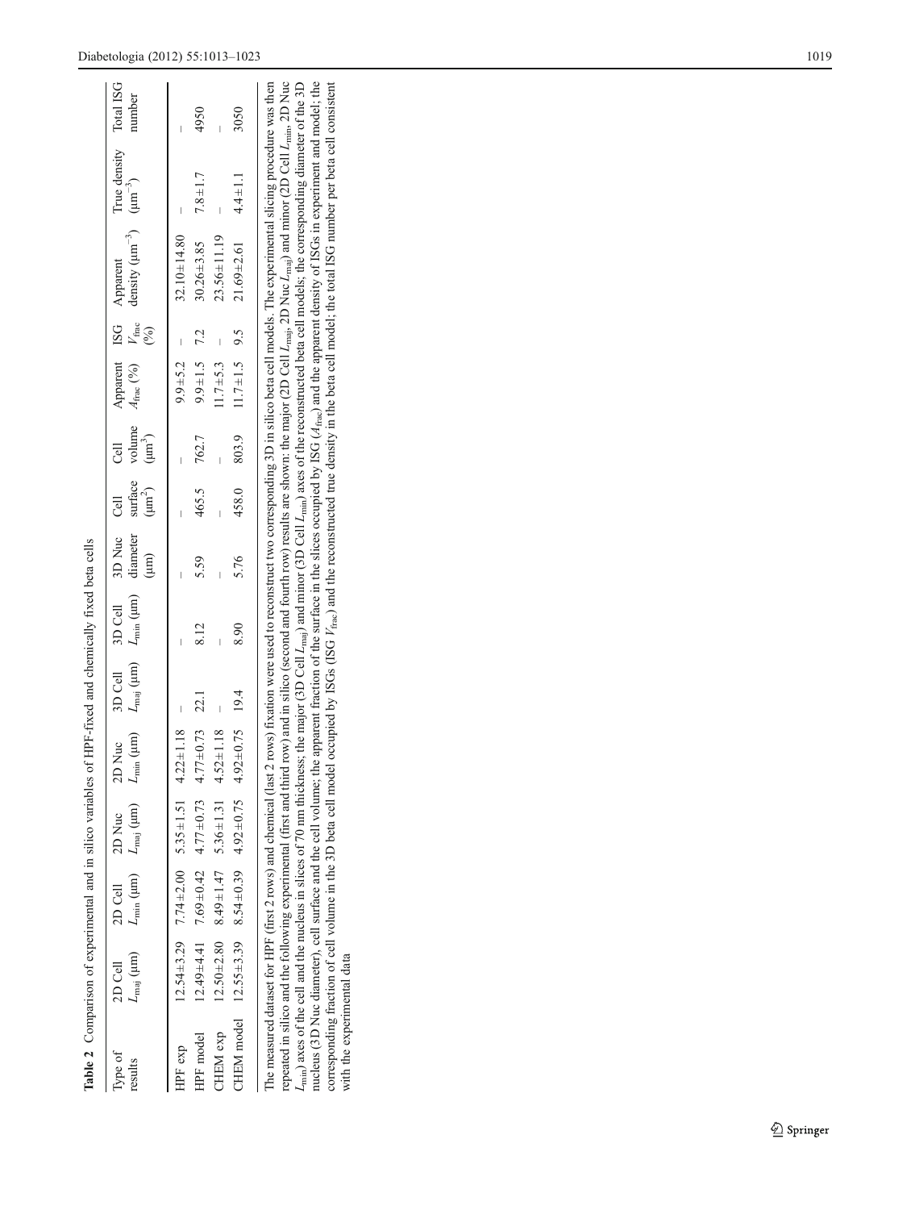**Table 2** Comparison of experimental and in silico variables of HPF-fixed and chemically fixed beta cells

| Type of results | 2D Cell $L_{\mathrm{maj}}$ (μm) | 2D Cell $L_{\mathrm{min}}$ (μm) | 2D Nuc $L_{\mathrm{maj}}$ (μm) | 2D Nuc $L_{\mathrm{min}}$ (μm) | 3D Cell $L_{\mathrm{maj}}$ (μm) | 3D Cell $L_{\mathrm{min}}$ (μm) | 3D Nuc diameter (μm) | Cell surface (μm$^2$) | Cell volume (μm$^3$) | Apparent $A_{\mathrm{frac}}$ (%) | ISG $V_{\mathrm{frac}}$ (%) | Apparent density (μm$^{-3}$) | True density (μm$^{-3}$) | Total ISG number |
|---|---|---|---|---|---|---|---|---|---|---|---|---|---|---|
| HPF exp | 12.54±3.29 | 7.74±2.00 | 5.35±1.51 | 4.22±1.18 | – | – | – | – | – | 9.9±5.2 | – | 32.10±14.80 | – | – |
| HPF model | 12.49±4.41 | 7.69±0.42 | 4.77±0.73 | 4.77±0.73 | 22.1 | 8.12 | 5.59 | 465.5 | 762.7 | 9.9±1.5 | 7.2 | 30.26±3.85 | 7.8±1.7 | 4950 |
| CHEM exp | 12.50±2.80 | 8.49±1.47 | 5.36±1.31 | 4.52±1.18 | – | – | – | – | – | 11.7±5.3 | – | 23.56±11.19 | – | – |
| CHEM model | 12.55±3.39 | 8.54±0.39 | 4.92±0.75 | 4.92±0.75 | 19.4 | 8.90 | 5.76 | 458.0 | 803.9 | 11.7±1.5 | 9.5 | 21.69±2.61 | 4.4±1.1 | 3050 |

The measured dataset for HPF (first 2 rows) and chemical (last 2 rows) fixation were used to reconstruct two corresponding 3D in silico beta cell models. The experimental slicing procedure was then repeated in silico and the following experimental (first and third row) and in silico (second and fourth row) results are shown: the major (2D Cell $L_{\mathrm{maj}}$, 2D Nuc $L_{\mathrm{maj}}$) and minor (2D Cell $L_{\mathrm{min}}$, 2D Nuc $L_{\mathrm{min}}$) axes of the cell and the nucleus in slices of 70 nm thickness; the major (3D Cell $L_{\mathrm{maj}}$) and minor (3D Cell $L_{\mathrm{min}}$) axes of the reconstructed beta cell models; the corresponding diameter of the 3D nucleus (3D Nuc diameter), cell surface and the cell volume; the apparent fraction of the surface in the slices occupied by ISG ($A_{\mathrm{frac}}$) and the apparent density of ISGs in experiment and model; the corresponding fraction of cell volume in the 3D beta cell model occupied by ISGs (ISG $V_{\mathrm{frac}}$) and the reconstructed true density in the beta cell model; the total ISG number per beta cell consistent with the experimental data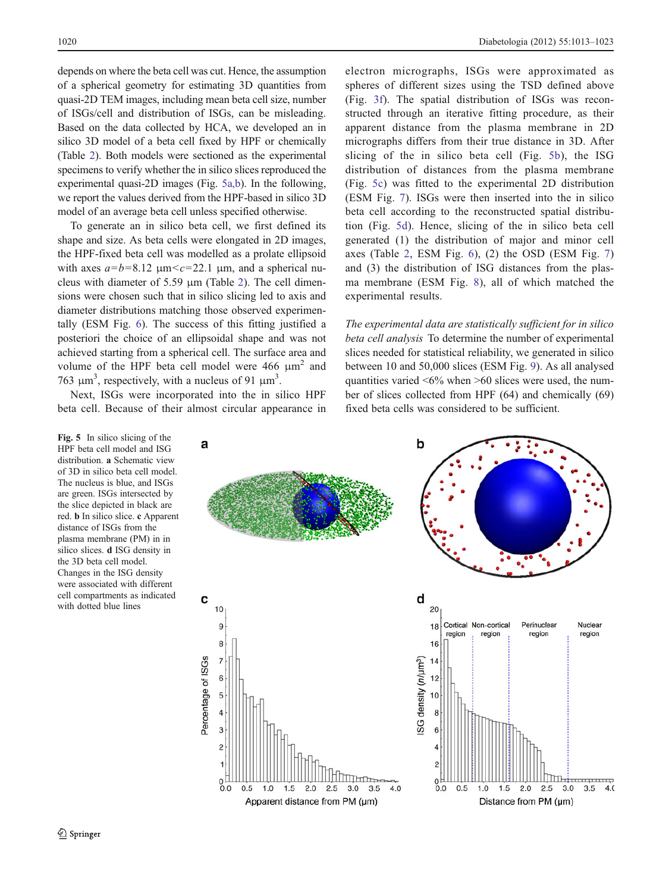depends on where the beta cell was cut. Hence, the assumption of a spherical geometry for estimating 3D quantities from quasi-2D TEM images, including mean beta cell size, number of ISGs/cell and distribution of ISGs, can be misleading. Based on the data collected by HCA, we developed an in silico 3D model of a beta cell fixed by HPF or chemically (Table 2). Both models were sectioned as the experimental specimens to verify whether the in silico slices reproduced the experimental quasi-2D images (Fig. 5a,b). In the following, we report the values derived from the HPF-based in silico 3D model of an average beta cell unless specified otherwise.

To generate an in silico beta cell, we first defined its shape and size. As beta cells were elongated in 2D images, the HPF-fixed beta cell was modelled as a prolate ellipsoid with axes $a=b=8.12\ \mu m<c=22.1\ \mu m$, and a spherical nucleus with diameter of 5.59 μm (Table 2). The cell dimensions were chosen such that in silico slicing led to axis and diameter distributions matching those observed experimentally (ESM Fig. 6). The success of this fitting justified a posteriori the choice of an ellipsoidal shape and was not achieved starting from a spherical cell. The surface area and volume of the HPF beta cell model were 466 $\mu m^2$ and 763 $\mu m^3$, respectively, with a nucleus of 91 $\mu m^3$.

Next, ISGs were incorporated into the in silico HPF beta cell. Because of their almost circular appearance in electron micrographs, ISGs were approximated as spheres of different sizes using the TSD defined above (Fig. 3f). The spatial distribution of ISGs was reconstructed through an iterative fitting procedure, as their apparent distance from the plasma membrane in 2D micrographs differs from their true distance in 3D. After slicing of the in silico beta cell (Fig. 5b), the ISG distribution of distances from the plasma membrane (Fig. 5c) was fitted to the experimental 2D distribution (ESM Fig. 7). ISGs were then inserted into the in silico beta cell according to the reconstructed spatial distribution (Fig. 5d). Hence, slicing of the in silico beta cell generated (1) the distribution of major and minor cell axes (Table 2, ESM Fig. 6), (2) the OSD (ESM Fig. 7) and (3) the distribution of ISG distances from the plasma membrane (ESM Fig. 8), all of which matched the experimental results.

*The experimental data are statistically sufficient for in silico beta cell analysis* To determine the number of experimental slices needed for statistical reliability, we generated in silico between 10 and 50,000 slices (ESM Fig. 9). As all analysed quantities varied <6% when >60 slices were used, the number of slices collected from HPF (64) and chemically (69) fixed beta cells was considered to be sufficient.

**Fig. 5** In silico slicing of the HPF beta cell model and ISG distribution. **a** Schematic view of 3D in silico beta cell model. The nucleus is blue, and ISGs are green. ISGs intersected by the slice depicted in black are red. **b** In silico slice. **c** Apparent distance of ISGs from the plasma membrane (PM) in in silico slices. **d** ISG density in the 3D beta cell model. Changes in the ISG density were associated with different cell compartments as indicated with dotted blue lines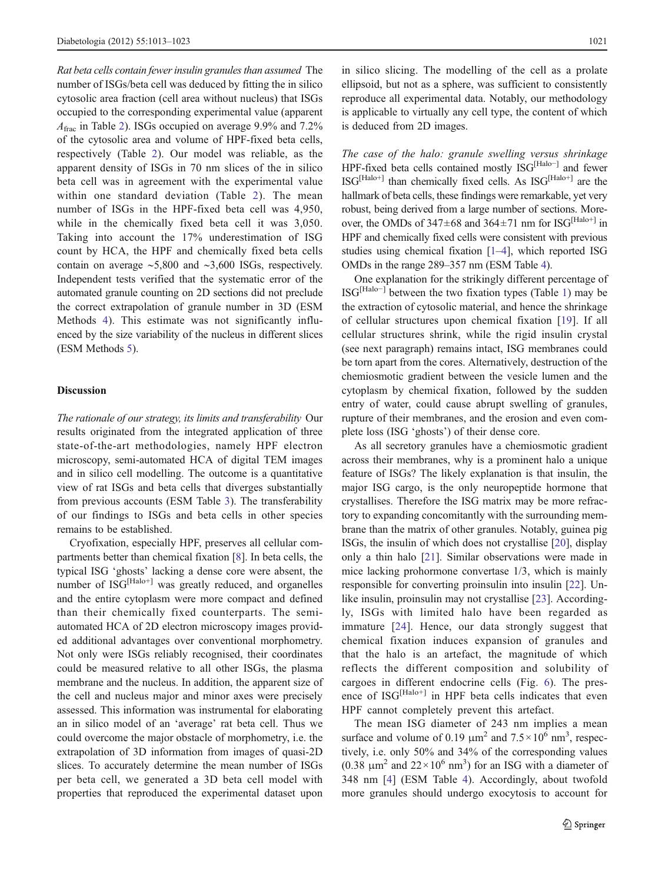*Rat beta cells contain fewer insulin granules than assumed* The number of ISGs/beta cell was deduced by fitting the in silico cytosolic area fraction (cell area without nucleus) that ISGs occupied to the corresponding experimental value (apparent $A_{frac}$ in Table 2). ISGs occupied on average 9.9% and 7.2% of the cytosolic area and volume of HPF-fixed beta cells, respectively (Table 2). Our model was reliable, as the apparent density of ISGs in 70 nm slices of the in silico beta cell was in agreement with the experimental value within one standard deviation (Table 2). The mean number of ISGs in the HPF-fixed beta cell was 4,950, while in the chemically fixed beta cell it was 3,050. Taking into account the 17% underestimation of ISG count by HCA, the HPF and chemically fixed beta cells contain on average ~5,800 and ~3,600 ISGs, respectively. Independent tests verified that the systematic error of the automated granule counting on 2D sections did not preclude the correct extrapolation of granule number in 3D (ESM Methods 4). This estimate was not significantly influenced by the size variability of the nucleus in different slices (ESM Methods 5).

## Discussion

*The rationale of our strategy, its limits and transferability* Our results originated from the integrated application of three state-of-the-art methodologies, namely HPF electron microscopy, semi-automated HCA of digital TEM images and in silico cell modelling. The outcome is a quantitative view of rat ISGs and beta cells that diverges substantially from previous accounts (ESM Table 3). The transferability of our findings to ISGs and beta cells in other species remains to be established.

Cryofixation, especially HPF, preserves all cellular compartments better than chemical fixation [8]. In beta cells, the typical ISG 'ghosts' lacking a dense core were absent, the number of $ISG^{[Halo+]}$ was greatly reduced, and organelles and the entire cytoplasm were more compact and defined than their chemically fixed counterparts. The semi-automated HCA of 2D electron microscopy images provided additional advantages over conventional morphometry. Not only were ISGs reliably recognised, their coordinates could be measured relative to all other ISGs, the plasma membrane and the nucleus. In addition, the apparent size of the cell and nucleus major and minor axes were precisely assessed. This information was instrumental for elaborating an in silico model of an 'average' rat beta cell. Thus we could overcome the major obstacle of morphometry, i.e. the extrapolation of 3D information from images of quasi-2D slices. To accurately determine the mean number of ISGs per beta cell, we generated a 3D beta cell model with properties that reproduced the experimental dataset upon in silico slicing. The modelling of the cell as a prolate ellipsoid, but not as a sphere, was sufficient to consistently reproduce all experimental data. Notably, our methodology is applicable to virtually any cell type, the content of which is deduced from 2D images.

*The case of the halo: granule swelling versus shrinkage* HPF-fixed beta cells contained mostly $ISG^{[Halo-]}$ and fewer $ISG^{[Halo+]}$ than chemically fixed cells. As $ISG^{[Halo+]}$ are the hallmark of beta cells, these findings were remarkable, yet very robust, being derived from a large number of sections. Moreover, the OMDs of 347±68 and 364±71 nm for $ISG^{[Halo+]}$ in HPF and chemically fixed cells were consistent with previous studies using chemical fixation [1–4], which reported ISG OMDs in the range 289–357 nm (ESM Table 4).

One explanation for the strikingly different percentage of $ISG^{[Halo-]}$ between the two fixation types (Table 1) may be the extraction of cytosolic material, and hence the shrinkage of cellular structures upon chemical fixation [19]. If all cellular structures shrink, while the rigid insulin crystal (see next paragraph) remains intact, ISG membranes could be torn apart from the cores. Alternatively, destruction of the chemiosmotic gradient between the vesicle lumen and the cytoplasm by chemical fixation, followed by the sudden entry of water, could cause abrupt swelling of granules, rupture of their membranes, and the erosion and even complete loss (ISG 'ghosts') of their dense core.

As all secretory granules have a chemiosmotic gradient across their membranes, why is a prominent halo a unique feature of ISGs? The likely explanation is that insulin, the major ISG cargo, is the only neuropeptide hormone that crystallises. Therefore the ISG matrix may be more refractory to expanding concomitantly with the surrounding membrane than the matrix of other granules. Notably, guinea pig ISGs, the insulin of which does not crystallise [20], display only a thin halo [21]. Similar observations were made in mice lacking prohormone convertase 1/3, which is mainly responsible for converting proinsulin into insulin [22]. Unlike insulin, proinsulin may not crystallise [23]. Accordingly, ISGs with limited halo have been regarded as immature [24]. Hence, our data strongly suggest that chemical fixation induces expansion of granules and that the halo is an artefact, the magnitude of which reflects the different composition and solubility of cargoes in different endocrine cells (Fig. 6). The presence of $ISG^{[Halo+]}$ in HPF beta cells indicates that even HPF cannot completely prevent this artefact.

The mean ISG diameter of 243 nm implies a mean surface and volume of 0.19 $\mu m^2$ and $7.5\times10^6$ $nm^3$, respectively, i.e. only 50% and 34% of the corresponding values (0.38 $\mu m^2$ and $22\times10^6$ $nm^3$) for an ISG with a diameter of 348 nm [4] (ESM Table 4). Accordingly, about twofold more granules should undergo exocytosis to account for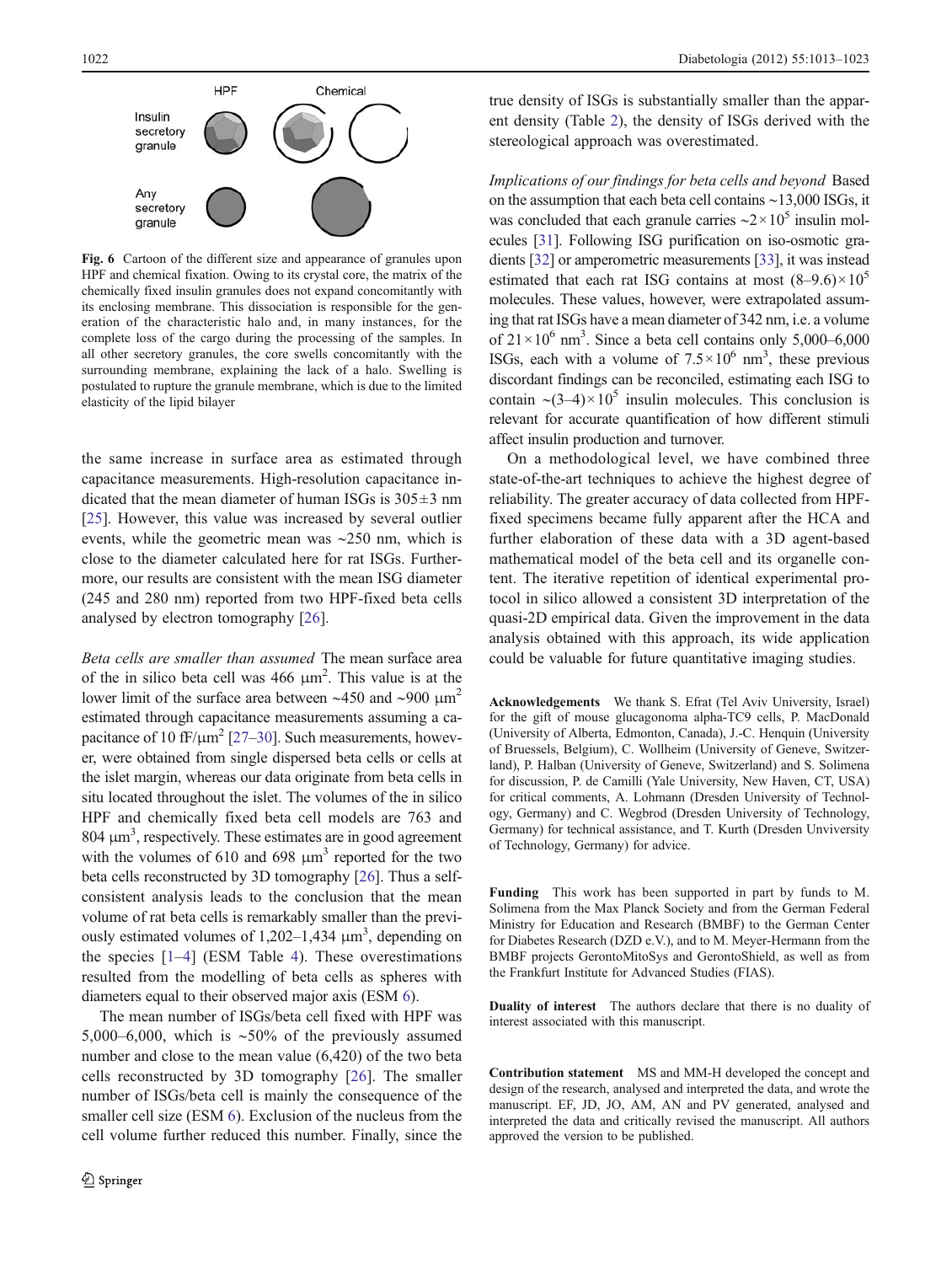Fig. 6 Cartoon of the different size and appearance of granules upon HPF and chemical fixation. Owing to its crystal core, the matrix of the chemically fixed insulin granules does not expand concomitantly with its enclosing membrane. This dissociation is responsible for the generation of the characteristic halo and, in many instances, for the complete loss of the cargo during the processing of the samples. In all other secretory granules, the core swells concomitantly with the surrounding membrane, explaining the lack of a halo. Swelling is postulated to rupture the granule membrane, which is due to the limited elasticity of the lipid bilayer

the same increase in surface area as estimated through capacitance measurements. High-resolution capacitance indicated that the mean diameter of human ISGs is 305±3 nm [25]. However, this value was increased by several outlier events, while the geometric mean was ~250 nm, which is close to the diameter calculated here for rat ISGs. Furthermore, our results are consistent with the mean ISG diameter (245 and 280 nm) reported from two HPF-fixed beta cells analysed by electron tomography [26].

*Beta cells are smaller than assumed* The mean surface area of the in silico beta cell was 466 μm$^2$. This value is at the lower limit of the surface area between ~450 and ~900 μm$^2$ estimated through capacitance measurements assuming a capacitance of 10 fF/μm$^2$ [27–30]. Such measurements, however, were obtained from single dispersed beta cells or cells at the islet margin, whereas our data originate from beta cells in situ located throughout the islet. The volumes of the in silico HPF and chemically fixed beta cell models are 763 and 804 μm$^3$, respectively. These estimates are in good agreement with the volumes of 610 and 698 μm$^3$ reported for the two beta cells reconstructed by 3D tomography [26]. Thus a self-consistent analysis leads to the conclusion that the mean volume of rat beta cells is remarkably smaller than the previously estimated volumes of 1,202–1,434 μm$^3$, depending on the species [1–4] (ESM Table 4). These overestimations resulted from the modelling of beta cells as spheres with diameters equal to their observed major axis (ESM 6).

The mean number of ISGs/beta cell fixed with HPF was 5,000–6,000, which is ~50% of the previously assumed number and close to the mean value (6,420) of the two beta cells reconstructed by 3D tomography [26]. The smaller number of ISGs/beta cell is mainly the consequence of the smaller cell size (ESM 6). Exclusion of the nucleus from the cell volume further reduced this number. Finally, since the true density of ISGs is substantially smaller than the apparent density (Table 2), the density of ISGs derived with the stereological approach was overestimated.

*Implications of our findings for beta cells and beyond* Based on the assumption that each beta cell contains ~13,000 ISGs, it was concluded that each granule carries ~$2\times10^5$ insulin molecules [31]. Following ISG purification on iso-osmotic gradients [32] or amperometric measurements [33], it was instead estimated that each rat ISG contains at most $(8–9.6)\times10^5$ molecules. These values, however, were extrapolated assuming that rat ISGs have a mean diameter of 342 nm, i.e. a volume of $21\times10^6$ nm$^3$. Since a beta cell contains only 5,000–6,000 ISGs, each with a volume of $7.5\times10^6$ nm$^3$, these previous discordant findings can be reconciled, estimating each ISG to contain ~$(3–4)\times10^5$ insulin molecules. This conclusion is relevant for accurate quantification of how different stimuli affect insulin production and turnover.

On a methodological level, we have combined three state-of-the-art techniques to achieve the highest degree of reliability. The greater accuracy of data collected from HPF-fixed specimens became fully apparent after the HCA and further elaboration of these data with a 3D agent-based mathematical model of the beta cell and its organelle content. The iterative repetition of identical experimental protocol in silico allowed a consistent 3D interpretation of the quasi-2D empirical data. Given the improvement in the data analysis obtained with this approach, its wide application could be valuable for future quantitative imaging studies.

**Acknowledgements** We thank S. Efrat (Tel Aviv University, Israel) for the gift of mouse glucagonoma alpha-TC9 cells, P. MacDonald (University of Alberta, Edmonton, Canada), J.-C. Henquin (University of Bruessels, Belgium), C. Wollheim (University of Geneve, Switzerland), P. Halban (University of Geneve, Switzerland) and S. Solimena for discussion, P. de Camilli (Yale University, New Haven, CT, USA) for critical comments, A. Lohmann (Dresden University of Technology, Germany) and C. Wegbrod (Dresden University of Technology, Germany) for technical assistance, and T. Kurth (Dresden Unviversity of Technology, Germany) for advice.

**Funding** This work has been supported in part by funds to M. Solimena from the Max Planck Society and from the German Federal Ministry for Education and Research (BMBF) to the German Center for Diabetes Research (DZD e.V.), and to M. Meyer-Hermann from the BMBF projects GerontoMitoSys and GerontoShield, as well as from the Frankfurt Institute for Advanced Studies (FIAS).

**Duality of interest** The authors declare that there is no duality of interest associated with this manuscript.

**Contribution statement** MS and MM-H developed the concept and design of the research, analysed and interpreted the data, and wrote the manuscript. EF, JD, JO, AM, AN and PV generated, analysed and interpreted the data and critically revised the manuscript. All authors approved the version to be published.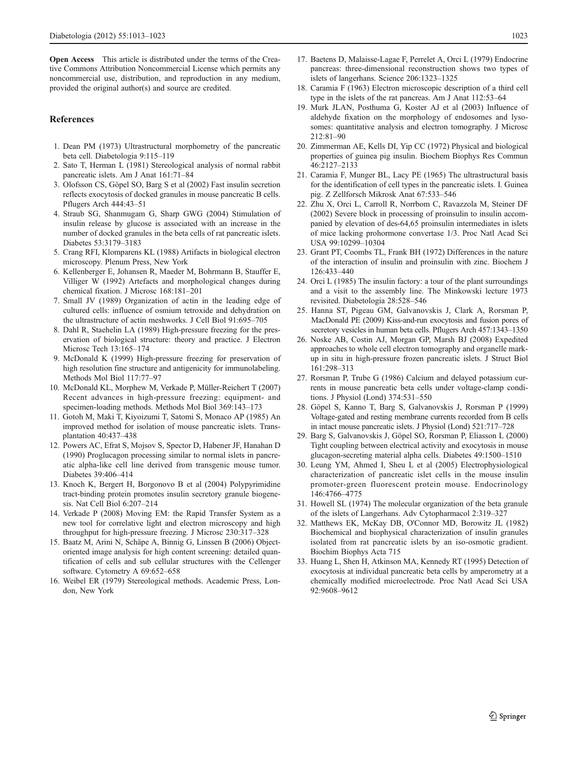**Open Access** This article is distributed under the terms of the Creative Commons Attribution Noncommercial License which permits any noncommercial use, distribution, and reproduction in any medium, provided the original author(s) and source are credited.

## References

1. Dean PM (1973) Ultrastructural morphometry of the pancreatic beta cell. Diabetologia 9:115–119
2. Sato T, Herman L (1981) Stereological analysis of normal rabbit pancreatic islets. Am J Anat 161:71–84
3. Olofsson CS, Göpel SO, Barg S et al (2002) Fast insulin secretion reflects exocytosis of docked granules in mouse pancreatic B cells. Pflugers Arch 444:43–51
4. Straub SG, Shanmugam G, Sharp GWG (2004) Stimulation of insulin release by glucose is associated with an increase in the number of docked granules in the beta cells of rat pancreatic islets. Diabetes 53:3179–3183
5. Crang RFI, Klomparens KL (1988) Artifacts in biological electron microscopy. Plenum Press, New York
6. Kellenberger E, Johansen R, Maeder M, Bohrmann B, Stauffer E, Villiger W (1992) Artefacts and morphological changes during chemical fixation. J Microsc 168:181–201
7. Small JV (1989) Organization of actin in the leading edge of cultured cells: influence of osmium tetroxide and dehydration on the ultrastructure of actin meshworks. J Cell Biol 91:695–705
8. Dahl R, Staehelin LA (1989) High-pressure freezing for the preservation of biological structure: theory and practice. J Electron Microsc Tech 13:165–174
9. McDonald K (1999) High-pressure freezing for preservation of high resolution fine structure and antigenicity for immunolabeling. Methods Mol Biol 117:77–97
10. McDonald KL, Morphew M, Verkade P, Müller-Reichert T (2007) Recent advances in high-pressure freezing: equipment- and specimen-loading methods. Methods Mol Biol 369:143–173
11. Gotoh M, Maki T, Kiyoizumi T, Satomi S, Monaco AP (1985) An improved method for isolation of mouse pancreatic islets. Transplantation 40:437–438
12. Powers AC, Efrat S, Mojsov S, Spector D, Habener JF, Hanahan D (1990) Proglucagon processing similar to normal islets in pancreatic alpha-like cell line derived from transgenic mouse tumor. Diabetes 39:406–414
13. Knoch K, Bergert H, Borgonovo B et al (2004) Polypyrimidine tract-binding protein promotes insulin secretory granule biogenesis. Nat Cell Biol 6:207–214
14. Verkade P (2008) Moving EM: the Rapid Transfer System as a new tool for correlative light and electron microscopy and high throughput for high-pressure freezing. J Microsc 230:317–328
15. Baatz M, Arini N, Schäpe A, Binnig G, Linssen B (2006) Object-oriented image analysis for high content screening: detailed quantification of cells and sub cellular structures with the Cellenger software. Cytometry A 69:652–658
16. Weibel ER (1979) Stereological methods. Academic Press, London, New York
17. Baetens D, Malaisse-Lagae F, Perrelet A, Orci L (1979) Endocrine pancreas: three-dimensional reconstruction shows two types of islets of langerhans. Science 206:1323–1325
18. Caramia F (1963) Electron microscopic description of a third cell type in the islets of the rat pancreas. Am J Anat 112:53–64
19. Murk JLAN, Posthuma G, Koster AJ et al (2003) Influence of aldehyde fixation on the morphology of endosomes and lysosomes: quantitative analysis and electron tomography. J Microsc 212:81–90
20. Zimmerman AE, Kells DI, Yip CC (1972) Physical and biological properties of guinea pig insulin. Biochem Biophys Res Commun 46:2127–2133
21. Caramia F, Munger BL, Lacy PE (1965) The ultrastructural basis for the identification of cell types in the pancreatic islets. I. Guinea pig. Z Zellforsch Mikrosk Anat 67:533–546
22. Zhu X, Orci L, Carroll R, Norrbom C, Ravazzola M, Steiner DF (2002) Severe block in processing of proinsulin to insulin accompanied by elevation of des-64,65 proinsulin intermediates in islets of mice lacking prohormone convertase 1/3. Proc Natl Acad Sci USA 99:10299–10304
23. Grant PT, Coombs TL, Frank BH (1972) Differences in the nature of the interaction of insulin and proinsulin with zinc. Biochem J 126:433–440
24. Orci L (1985) The insulin factory: a tour of the plant surroundings and a visit to the assembly line. The Minkowski lecture 1973 revisited. Diabetologia 28:528–546
25. Hanna ST, Pigeau GM, Galvanovskis J, Clark A, Rorsman P, MacDonald PE (2009) Kiss-and-run exocytosis and fusion pores of secretory vesicles in human beta cells. Pflugers Arch 457:1343–1350
26. Noske AB, Costin AJ, Morgan GP, Marsh BJ (2008) Expedited approaches to whole cell electron tomography and organelle mark-up in situ in high-pressure frozen pancreatic islets. J Struct Biol 161:298–313
27. Rorsman P, Trube G (1986) Calcium and delayed potassium currents in mouse pancreatic beta cells under voltage-clamp conditions. J Physiol (Lond) 374:531–550
28. Göpel S, Kanno T, Barg S, Galvanovskis J, Rorsman P (1999) Voltage-gated and resting membrane currents recorded from B cells in intact mouse pancreatic islets. J Physiol (Lond) 521:717–728
29. Barg S, Galvanovskis J, Göpel SO, Rorsman P, Eliasson L (2000) Tight coupling between electrical activity and exocytosis in mouse glucagon-secreting material alpha cells. Diabetes 49:1500–1510
30. Leung YM, Ahmed I, Sheu L et al (2005) Electrophysiological characterization of pancreatic islet cells in the mouse insulin promoter-green fluorescent protein mouse. Endocrinology 146:4766–4775
31. Howell SL (1974) The molecular organization of the beta granule of the islets of Langerhans. Adv Cytopharmacol 2:319–327
32. Matthews EK, McKay DB, O'Connor MD, Borowitz JL (1982) Biochemical and biophysical characterization of insulin granules isolated from rat pancreatic islets by an iso-osmotic gradient. Biochim Biophys Acta 715
33. Huang L, Shen H, Atkinson MA, Kennedy RT (1995) Detection of exocytosis at individual pancreatic beta cells by amperometry at a chemically modified microelectrode. Proc Natl Acad Sci USA 92:9608–9612